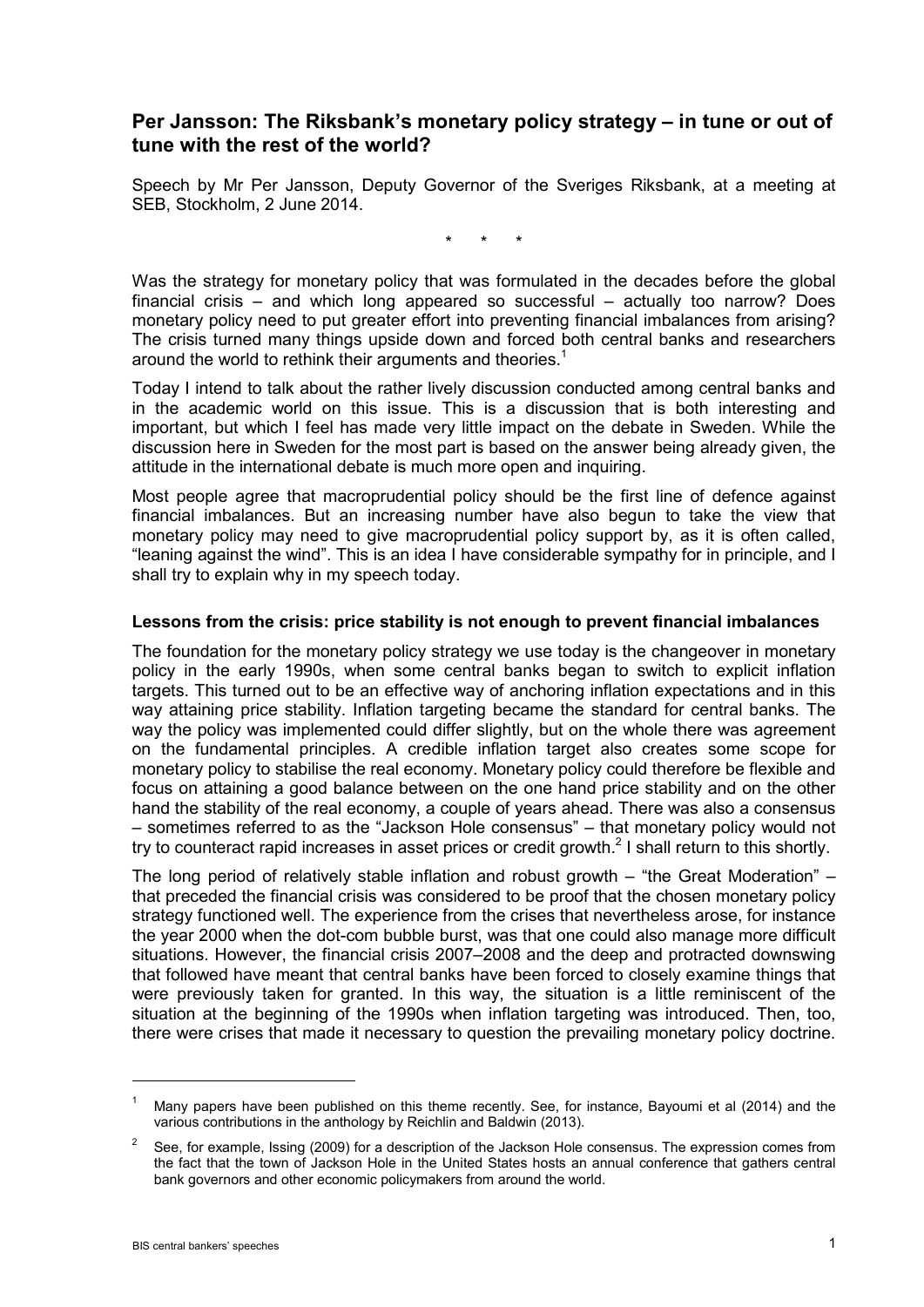# Per Jansson: The Riksbank's monetary policy strategy – in tune or out of tune with the rest of the world?

Speech by Mr Per Jansson, Deputy Governor of the Sveriges Riksbank, at a meeting at SEB, Stockholm, 2 June 2014.

\* \* \*

Was the strategy for monetary policy that was formulated in the decades before the global financial crisis – and which long appeared so successful – actually too narrow? Does monetary policy need to put greater effort into preventing financial imbalances from arising? The crisis turned many things upside down and forced both central banks and researchers around the world to rethink their arguments and theories.[1]

Today I intend to talk about the rather lively discussion conducted among central banks and in the academic world on this issue. This is a discussion that is both interesting and important, but which I feel has made very little impact on the debate in Sweden. While the discussion here in Sweden for the most part is based on the answer being already given, the attitude in the international debate is much more open and inquiring.

Most people agree that macroprudential policy should be the first line of defence against financial imbalances. But an increasing number have also begun to take the view that monetary policy may need to give macroprudential policy support by, as it is often called, "leaning against the wind". This is an idea I have considerable sympathy for in principle, and I shall try to explain why in my speech today.

### Lessons from the crisis: price stability is not enough to prevent financial imbalances

The foundation for the monetary policy strategy we use today is the changeover in monetary policy in the early 1990s, when some central banks began to switch to explicit inflation targets. This turned out to be an effective way of anchoring inflation expectations and in this way attaining price stability. Inflation targeting became the standard for central banks. The way the policy was implemented could differ slightly, but on the whole there was agreement on the fundamental principles. A credible inflation target also creates some scope for monetary policy to stabilise the real economy. Monetary policy could therefore be flexible and focus on attaining a good balance between on the one hand price stability and on the other hand the stability of the real economy, a couple of years ahead. There was also a consensus – sometimes referred to as the "Jackson Hole consensus" – that monetary policy would not try to counteract rapid increases in asset prices or credit growth.[2] I shall return to this shortly.

The long period of relatively stable inflation and robust growth – "the Great Moderation" – that preceded the financial crisis was considered to be proof that the chosen monetary policy strategy functioned well. The experience from the crises that nevertheless arose, for instance the year 2000 when the dot-com bubble burst, was that one could also manage more difficult situations. However, the financial crisis 2007–2008 and the deep and protracted downswing that followed have meant that central banks have been forced to closely examine things that were previously taken for granted. In this way, the situation is a little reminiscent of the situation at the beginning of the 1990s when inflation targeting was introduced. Then, too, there were crises that made it necessary to question the prevailing monetary policy doctrine.

---

[1] Many papers have been published on this theme recently. See, for instance, Bayoumi et al (2014) and the various contributions in the anthology by Reichlin and Baldwin (2013).

[2] See, for example, Issing (2009) for a description of the Jackson Hole consensus. The expression comes from the fact that the town of Jackson Hole in the United States hosts an annual conference that gathers central bank governors and other economic policymakers from around the world.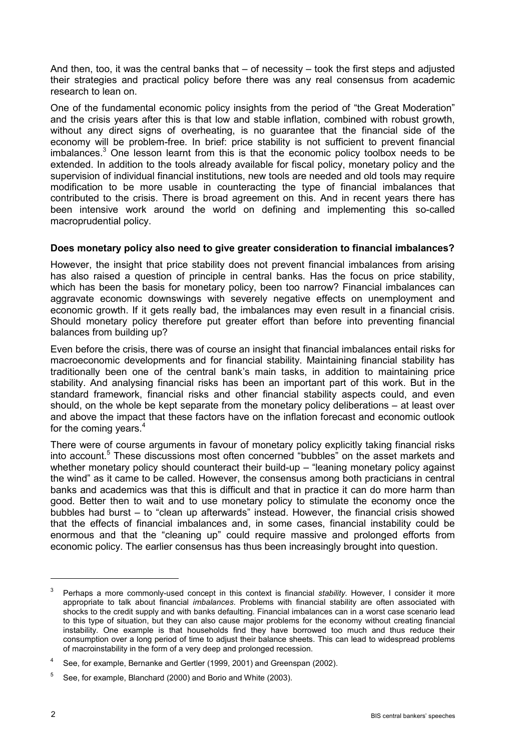And then, too, it was the central banks that – of necessity – took the first steps and adjusted their strategies and practical policy before there was any real consensus from academic research to lean on.

One of the fundamental economic policy insights from the period of "the Great Moderation" and the crisis years after this is that low and stable inflation, combined with robust growth, without any direct signs of overheating, is no guarantee that the financial side of the economy will be problem-free. In brief: price stability is not sufficient to prevent financial imbalances.[3] One lesson learnt from this is that the economic policy toolbox needs to be extended. In addition to the tools already available for fiscal policy, monetary policy and the supervision of individual financial institutions, new tools are needed and old tools may require modification to be more usable in counteracting the type of financial imbalances that contributed to the crisis. There is broad agreement on this. And in recent years there has been intensive work around the world on defining and implementing this so-called macroprudential policy.

**Does monetary policy also need to give greater consideration to financial imbalances?**

However, the insight that price stability does not prevent financial imbalances from arising has also raised a question of principle in central banks. Has the focus on price stability, which has been the basis for monetary policy, been too narrow? Financial imbalances can aggravate economic downswings with severely negative effects on unemployment and economic growth. If it gets really bad, the imbalances may even result in a financial crisis. Should monetary policy therefore put greater effort than before into preventing financial balances from building up?

Even before the crisis, there was of course an insight that financial imbalances entail risks for macroeconomic developments and for financial stability. Maintaining financial stability has traditionally been one of the central bank's main tasks, in addition to maintaining price stability. And analysing financial risks has been an important part of this work. But in the standard framework, financial risks and other financial stability aspects could, and even should, on the whole be kept separate from the monetary policy deliberations – at least over and above the impact that these factors have on the inflation forecast and economic outlook for the coming years.[4]

There were of course arguments in favour of monetary policy explicitly taking financial risks into account.[5] These discussions most often concerned "bubbles" on the asset markets and whether monetary policy should counteract their build-up – "leaning monetary policy against the wind" as it came to be called. However, the consensus among both practicians in central banks and academics was that this is difficult and that in practice it can do more harm than good. Better then to wait and to use monetary policy to stimulate the economy once the bubbles had burst – to "clean up afterwards" instead. However, the financial crisis showed that the effects of financial imbalances and, in some cases, financial instability could be enormous and that the "cleaning up" could require massive and prolonged efforts from economic policy. The earlier consensus has thus been increasingly brought into question.

---

[3] Perhaps a more commonly-used concept in this context is financial *stability*. However, I consider it more appropriate to talk about financial *imbalances*. Problems with financial stability are often associated with shocks to the credit supply and with banks defaulting. Financial imbalances can in a worst case scenario lead to this type of situation, but they can also cause major problems for the economy without creating financial instability. One example is that households find they have borrowed too much and thus reduce their consumption over a long period of time to adjust their balance sheets. This can lead to widespread problems of macroinstability in the form of a very deep and prolonged recession.

[4] See, for example, Bernanke and Gertler (1999, 2001) and Greenspan (2002).

[5] See, for example, Blanchard (2000) and Borio and White (2003).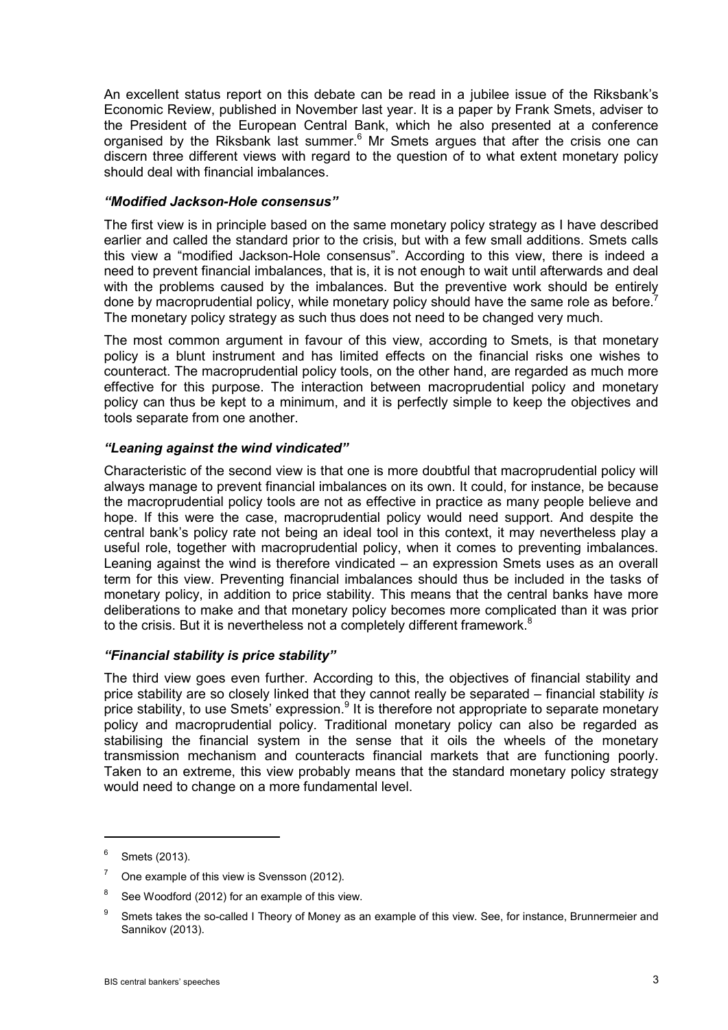An excellent status report on this debate can be read in a jubilee issue of the Riksbank's Economic Review, published in November last year. It is a paper by Frank Smets, adviser to the President of the European Central Bank, which he also presented at a conference organised by the Riksbank last summer.[6] Mr Smets argues that after the crisis one can discern three different views with regard to the question of to what extent monetary policy should deal with financial imbalances.

### *"Modified Jackson-Hole consensus"*

The first view is in principle based on the same monetary policy strategy as I have described earlier and called the standard prior to the crisis, but with a few small additions. Smets calls this view a "modified Jackson-Hole consensus". According to this view, there is indeed a need to prevent financial imbalances, that is, it is not enough to wait until afterwards and deal with the problems caused by the imbalances. But the preventive work should be entirely done by macroprudential policy, while monetary policy should have the same role as before.[7] The monetary policy strategy as such thus does not need to be changed very much.

The most common argument in favour of this view, according to Smets, is that monetary policy is a blunt instrument and has limited effects on the financial risks one wishes to counteract. The macroprudential policy tools, on the other hand, are regarded as much more effective for this purpose. The interaction between macroprudential policy and monetary policy can thus be kept to a minimum, and it is perfectly simple to keep the objectives and tools separate from one another.

### *"Leaning against the wind vindicated"*

Characteristic of the second view is that one is more doubtful that macroprudential policy will always manage to prevent financial imbalances on its own. It could, for instance, be because the macroprudential policy tools are not as effective in practice as many people believe and hope. If this were the case, macroprudential policy would need support. And despite the central bank's policy rate not being an ideal tool in this context, it may nevertheless play a useful role, together with macroprudential policy, when it comes to preventing imbalances. Leaning against the wind is therefore vindicated – an expression Smets uses as an overall term for this view. Preventing financial imbalances should thus be included in the tasks of monetary policy, in addition to price stability. This means that the central banks have more deliberations to make and that monetary policy becomes more complicated than it was prior to the crisis. But it is nevertheless not a completely different framework.[8]

### *"Financial stability is price stability"*

The third view goes even further. According to this, the objectives of financial stability and price stability are so closely linked that they cannot really be separated – financial stability *is* price stability, to use Smets' expression.[9] It is therefore not appropriate to separate monetary policy and macroprudential policy. Traditional monetary policy can also be regarded as stabilising the financial system in the sense that it oils the wheels of the monetary transmission mechanism and counteracts financial markets that are functioning poorly. Taken to an extreme, this view probably means that the standard monetary policy strategy would need to change on a more fundamental level.

---

[6] Smets (2013).

[7] One example of this view is Svensson (2012).

[8] See Woodford (2012) for an example of this view.

[9] Smets takes the so-called I Theory of Money as an example of this view. See, for instance, Brunnermeier and Sannikov (2013).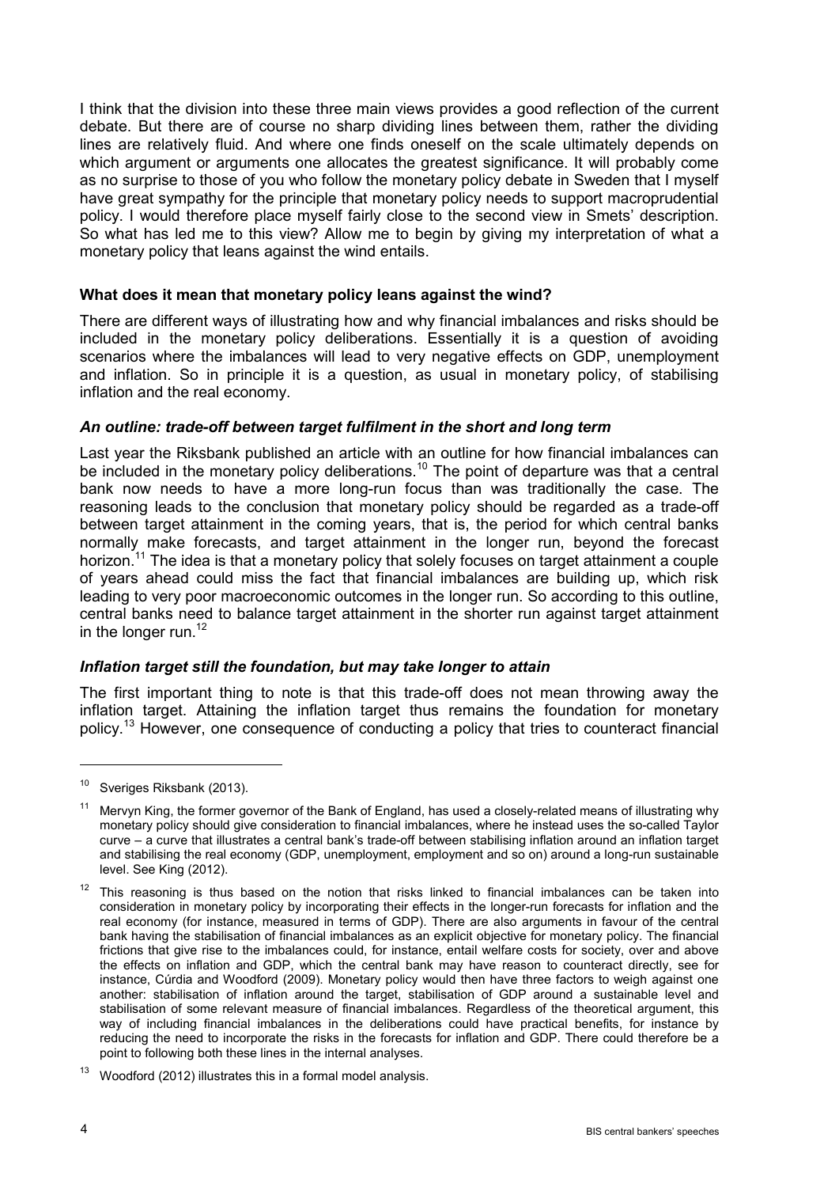I think that the division into these three main views provides a good reflection of the current debate. But there are of course no sharp dividing lines between them, rather the dividing lines are relatively fluid. And where one finds oneself on the scale ultimately depends on which argument or arguments one allocates the greatest significance. It will probably come as no surprise to those of you who follow the monetary policy debate in Sweden that I myself have great sympathy for the principle that monetary policy needs to support macroprudential policy. I would therefore place myself fairly close to the second view in Smets' description. So what has led me to this view? Allow me to begin by giving my interpretation of what a monetary policy that leans against the wind entails.

### What does it mean that monetary policy leans against the wind?

There are different ways of illustrating how and why financial imbalances and risks should be included in the monetary policy deliberations. Essentially it is a question of avoiding scenarios where the imbalances will lead to very negative effects on GDP, unemployment and inflation. So in principle it is a question, as usual in monetary policy, of stabilising inflation and the real economy.

#### *An outline: trade-off between target fulfilment in the short and long term*

Last year the Riksbank published an article with an outline for how financial imbalances can be included in the monetary policy deliberations.[10] The point of departure was that a central bank now needs to have a more long-run focus than was traditionally the case. The reasoning leads to the conclusion that monetary policy should be regarded as a trade-off between target attainment in the coming years, that is, the period for which central banks normally make forecasts, and target attainment in the longer run, beyond the forecast horizon.[11] The idea is that a monetary policy that solely focuses on target attainment a couple of years ahead could miss the fact that financial imbalances are building up, which risk leading to very poor macroeconomic outcomes in the longer run. So according to this outline, central banks need to balance target attainment in the shorter run against target attainment in the longer run.[12]

#### *Inflation target still the foundation, but may take longer to attain*

The first important thing to note is that this trade-off does not mean throwing away the inflation target. Attaining the inflation target thus remains the foundation for monetary policy.[13] However, one consequence of conducting a policy that tries to counteract financial

---

[10] Sveriges Riksbank (2013).

[11] Mervyn King, the former governor of the Bank of England, has used a closely-related means of illustrating why monetary policy should give consideration to financial imbalances, where he instead uses the so-called Taylor curve – a curve that illustrates a central bank's trade-off between stabilising inflation around an inflation target and stabilising the real economy (GDP, unemployment, employment and so on) around a long-run sustainable level. See King (2012).

[12] This reasoning is thus based on the notion that risks linked to financial imbalances can be taken into consideration in monetary policy by incorporating their effects in the longer-run forecasts for inflation and the real economy (for instance, measured in terms of GDP). There are also arguments in favour of the central bank having the stabilisation of financial imbalances as an explicit objective for monetary policy. The financial frictions that give rise to the imbalances could, for instance, entail welfare costs for society, over and above the effects on inflation and GDP, which the central bank may have reason to counteract directly, see for instance, Cúrdia and Woodford (2009). Monetary policy would then have three factors to weigh against one another: stabilisation of inflation around the target, stabilisation of GDP around a sustainable level and stabilisation of some relevant measure of financial imbalances. Regardless of the theoretical argument, this way of including financial imbalances in the deliberations could have practical benefits, for instance by reducing the need to incorporate the risks in the forecasts for inflation and GDP. There could therefore be a point to following both these lines in the internal analyses.

[13] Woodford (2012) illustrates this in a formal model analysis.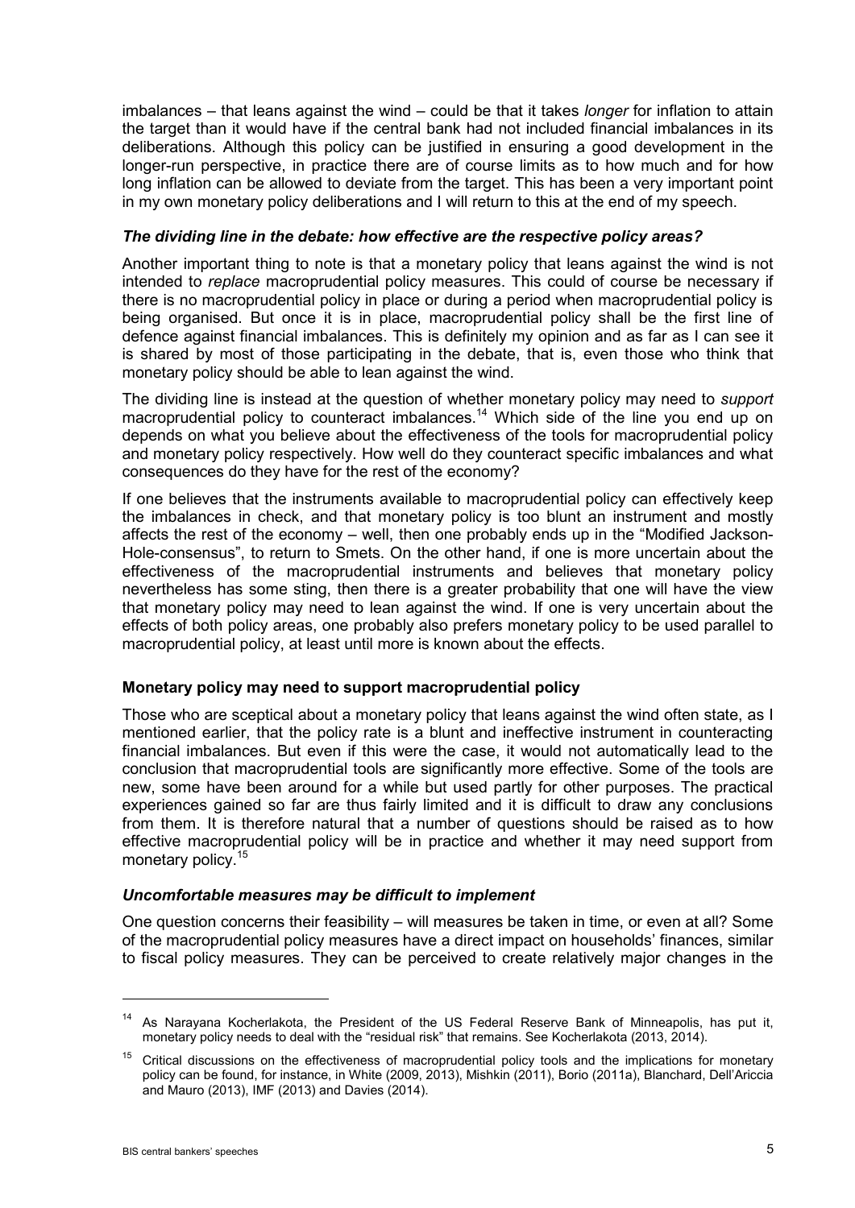imbalances – that leans against the wind – could be that it takes *longer* for inflation to attain the target than it would have if the central bank had not included financial imbalances in its deliberations. Although this policy can be justified in ensuring a good development in the longer-run perspective, in practice there are of course limits as to how much and for how long inflation can be allowed to deviate from the target. This has been a very important point in my own monetary policy deliberations and I will return to this at the end of my speech.

### *The dividing line in the debate: how effective are the respective policy areas?*

Another important thing to note is that a monetary policy that leans against the wind is not intended to *replace* macroprudential policy measures. This could of course be necessary if there is no macroprudential policy in place or during a period when macroprudential policy is being organised. But once it is in place, macroprudential policy shall be the first line of defence against financial imbalances. This is definitely my opinion and as far as I can see it is shared by most of those participating in the debate, that is, even those who think that monetary policy should be able to lean against the wind.

The dividing line is instead at the question of whether monetary policy may need to *support* macroprudential policy to counteract imbalances.[14] Which side of the line you end up on depends on what you believe about the effectiveness of the tools for macroprudential policy and monetary policy respectively. How well do they counteract specific imbalances and what consequences do they have for the rest of the economy?

If one believes that the instruments available to macroprudential policy can effectively keep the imbalances in check, and that monetary policy is too blunt an instrument and mostly affects the rest of the economy – well, then one probably ends up in the "Modified Jackson-Hole-consensus", to return to Smets. On the other hand, if one is more uncertain about the effectiveness of the macroprudential instruments and believes that monetary policy nevertheless has some sting, then there is a greater probability that one will have the view that monetary policy may need to lean against the wind. If one is very uncertain about the effects of both policy areas, one probably also prefers monetary policy to be used parallel to macroprudential policy, at least until more is known about the effects.

## Monetary policy may need to support macroprudential policy

Those who are sceptical about a monetary policy that leans against the wind often state, as I mentioned earlier, that the policy rate is a blunt and ineffective instrument in counteracting financial imbalances. But even if this were the case, it would not automatically lead to the conclusion that macroprudential tools are significantly more effective. Some of the tools are new, some have been around for a while but used partly for other purposes. The practical experiences gained so far are thus fairly limited and it is difficult to draw any conclusions from them. It is therefore natural that a number of questions should be raised as to how effective macroprudential policy will be in practice and whether it may need support from monetary policy.[15]

### *Uncomfortable measures may be difficult to implement*

One question concerns their feasibility – will measures be taken in time, or even at all? Some of the macroprudential policy measures have a direct impact on households' finances, similar to fiscal policy measures. They can be perceived to create relatively major changes in the

---

[14] As Narayana Kocherlakota, the President of the US Federal Reserve Bank of Minneapolis, has put it, monetary policy needs to deal with the "residual risk" that remains. See Kocherlakota (2013, 2014).

[15] Critical discussions on the effectiveness of macroprudential policy tools and the implications for monetary policy can be found, for instance, in White (2009, 2013), Mishkin (2011), Borio (2011a), Blanchard, Dell'Ariccia and Mauro (2013), IMF (2013) and Davies (2014).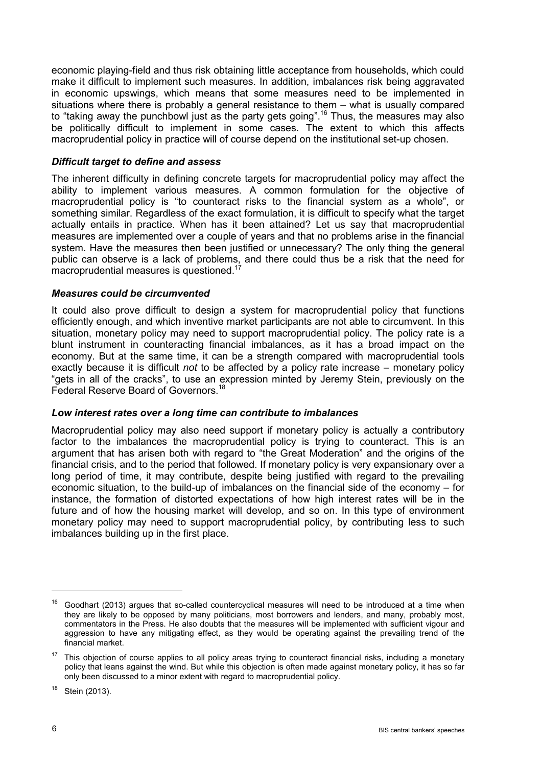economic playing-field and thus risk obtaining little acceptance from households, which could make it difficult to implement such measures. In addition, imbalances risk being aggravated in economic upswings, which means that some measures need to be implemented in situations where there is probably a general resistance to them – what is usually compared to "taking away the punchbowl just as the party gets going".[16] Thus, the measures may also be politically difficult to implement in some cases. The extent to which this affects macroprudential policy in practice will of course depend on the institutional set-up chosen.

### *Difficult target to define and assess*

The inherent difficulty in defining concrete targets for macroprudential policy may affect the ability to implement various measures. A common formulation for the objective of macroprudential policy is "to counteract risks to the financial system as a whole", or something similar. Regardless of the exact formulation, it is difficult to specify what the target actually entails in practice. When has it been attained? Let us say that macroprudential measures are implemented over a couple of years and that no problems arise in the financial system. Have the measures then been justified or unnecessary? The only thing the general public can observe is a lack of problems, and there could thus be a risk that the need for macroprudential measures is questioned.[17]

### *Measures could be circumvented*

It could also prove difficult to design a system for macroprudential policy that functions efficiently enough, and which inventive market participants are not able to circumvent. In this situation, monetary policy may need to support macroprudential policy. The policy rate is a blunt instrument in counteracting financial imbalances, as it has a broad impact on the economy. But at the same time, it can be a strength compared with macroprudential tools exactly because it is difficult *not* to be affected by a policy rate increase – monetary policy "gets in all of the cracks", to use an expression minted by Jeremy Stein, previously on the Federal Reserve Board of Governors.[18]

### *Low interest rates over a long time can contribute to imbalances*

Macroprudential policy may also need support if monetary policy is actually a contributory factor to the imbalances the macroprudential policy is trying to counteract. This is an argument that has arisen both with regard to "the Great Moderation" and the origins of the financial crisis, and to the period that followed. If monetary policy is very expansionary over a long period of time, it may contribute, despite being justified with regard to the prevailing economic situation, to the build-up of imbalances on the financial side of the economy – for instance, the formation of distorted expectations of how high interest rates will be in the future and of how the housing market will develop, and so on. In this type of environment monetary policy may need to support macroprudential policy, by contributing less to such imbalances building up in the first place.

---

[16] Goodhart (2013) argues that so-called countercyclical measures will need to be introduced at a time when they are likely to be opposed by many politicians, most borrowers and lenders, and many, probably most, commentators in the Press. He also doubts that the measures will be implemented with sufficient vigour and aggression to have any mitigating effect, as they would be operating against the prevailing trend of the financial market.

[17] This objection of course applies to all policy areas trying to counteract financial risks, including a monetary policy that leans against the wind. But while this objection is often made against monetary policy, it has so far only been discussed to a minor extent with regard to macroprudential policy.

[18] Stein (2013).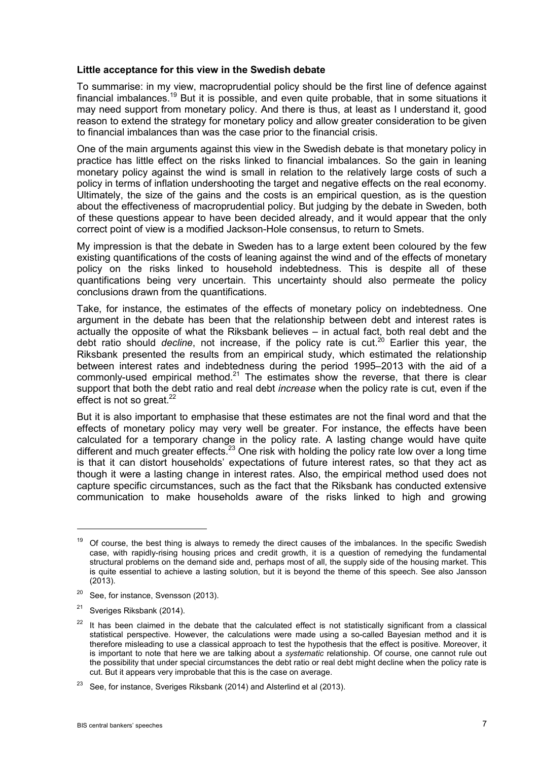**Little acceptance for this view in the Swedish debate**

To summarise: in my view, macroprudential policy should be the first line of defence against financial imbalances.[19] But it is possible, and even quite probable, that in some situations it may need support from monetary policy. And there is thus, at least as I understand it, good reason to extend the strategy for monetary policy and allow greater consideration to be given to financial imbalances than was the case prior to the financial crisis.

One of the main arguments against this view in the Swedish debate is that monetary policy in practice has little effect on the risks linked to financial imbalances. So the gain in leaning monetary policy against the wind is small in relation to the relatively large costs of such a policy in terms of inflation undershooting the target and negative effects on the real economy. Ultimately, the size of the gains and the costs is an empirical question, as is the question about the effectiveness of macroprudential policy. But judging by the debate in Sweden, both of these questions appear to have been decided already, and it would appear that the only correct point of view is a modified Jackson-Hole consensus, to return to Smets.

My impression is that the debate in Sweden has to a large extent been coloured by the few existing quantifications of the costs of leaning against the wind and of the effects of monetary policy on the risks linked to household indebtedness. This is despite all of these quantifications being very uncertain. This uncertainty should also permeate the policy conclusions drawn from the quantifications.

Take, for instance, the estimates of the effects of monetary policy on indebtedness. One argument in the debate has been that the relationship between debt and interest rates is actually the opposite of what the Riksbank believes – in actual fact, both real debt and the debt ratio should *decline*, not increase, if the policy rate is cut.[20] Earlier this year, the Riksbank presented the results from an empirical study, which estimated the relationship between interest rates and indebtedness during the period 1995–2013 with the aid of a commonly-used empirical method.[21] The estimates show the reverse, that there is clear support that both the debt ratio and real debt *increase* when the policy rate is cut, even if the effect is not so great.[22]

But it is also important to emphasise that these estimates are not the final word and that the effects of monetary policy may very well be greater. For instance, the effects have been calculated for a temporary change in the policy rate. A lasting change would have quite different and much greater effects.[23] One risk with holding the policy rate low over a long time is that it can distort households' expectations of future interest rates, so that they act as though it were a lasting change in interest rates. Also, the empirical method used does not capture specific circumstances, such as the fact that the Riksbank has conducted extensive communication to make households aware of the risks linked to high and growing

---

[19] Of course, the best thing is always to remedy the direct causes of the imbalances. In the specific Swedish case, with rapidly-rising housing prices and credit growth, it is a question of remedying the fundamental structural problems on the demand side and, perhaps most of all, the supply side of the housing market. This is quite essential to achieve a lasting solution, but it is beyond the theme of this speech. See also Jansson (2013).

[20] See, for instance, Svensson (2013).

[21] Sveriges Riksbank (2014).

[22] It has been claimed in the debate that the calculated effect is not statistically significant from a classical statistical perspective. However, the calculations were made using a so-called Bayesian method and it is therefore misleading to use a classical approach to test the hypothesis that the effect is positive. Moreover, it is important to note that here we are talking about a *systematic* relationship. Of course, one cannot rule out the possibility that under special circumstances the debt ratio or real debt might decline when the policy rate is cut. But it appears very improbable that this is the case on average.

[23] See, for instance, Sveriges Riksbank (2014) and Alsterlind et al (2013).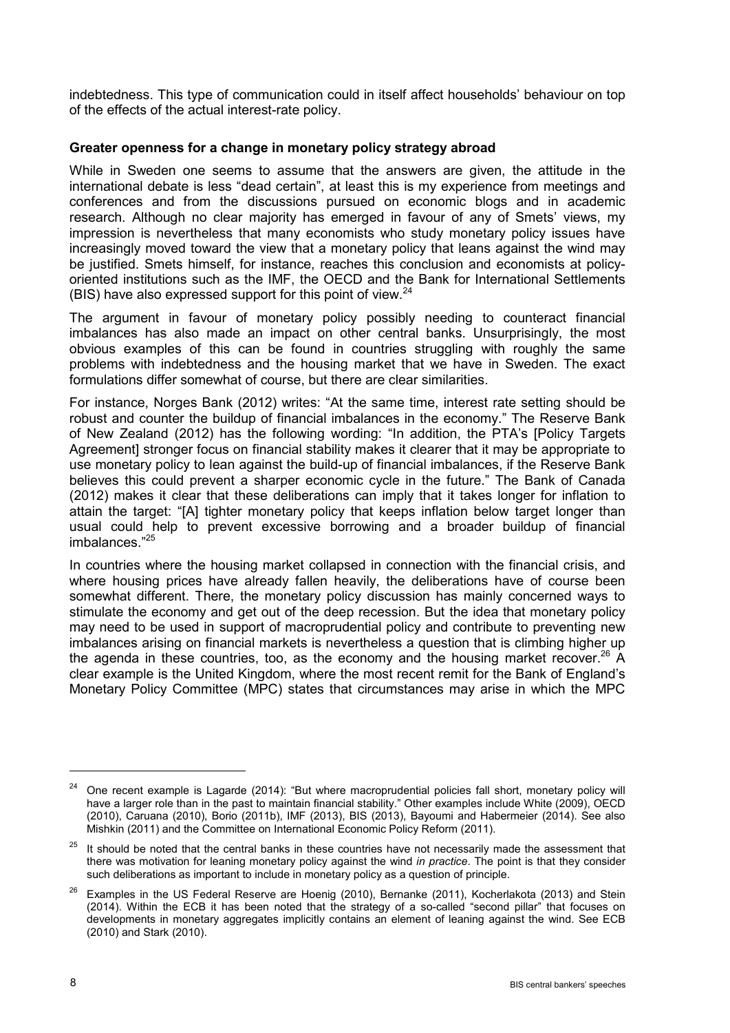indebtedness. This type of communication could in itself affect households' behaviour on top of the effects of the actual interest-rate policy.

**Greater openness for a change in monetary policy strategy abroad**

While in Sweden one seems to assume that the answers are given, the attitude in the international debate is less "dead certain", at least this is my experience from meetings and conferences and from the discussions pursued on economic blogs and in academic research. Although no clear majority has emerged in favour of any of Smets' views, my impression is nevertheless that many economists who study monetary policy issues have increasingly moved toward the view that a monetary policy that leans against the wind may be justified. Smets himself, for instance, reaches this conclusion and economists at policy-oriented institutions such as the IMF, the OECD and the Bank for International Settlements (BIS) have also expressed support for this point of view.[24]

The argument in favour of monetary policy possibly needing to counteract financial imbalances has also made an impact on other central banks. Unsurprisingly, the most obvious examples of this can be found in countries struggling with roughly the same problems with indebtedness and the housing market that we have in Sweden. The exact formulations differ somewhat of course, but there are clear similarities.

For instance, Norges Bank (2012) writes: "At the same time, interest rate setting should be robust and counter the buildup of financial imbalances in the economy." The Reserve Bank of New Zealand (2012) has the following wording: "In addition, the PTA's [Policy Targets Agreement] stronger focus on financial stability makes it clearer that it may be appropriate to use monetary policy to lean against the build-up of financial imbalances, if the Reserve Bank believes this could prevent a sharper economic cycle in the future." The Bank of Canada (2012) makes it clear that these deliberations can imply that it takes longer for inflation to attain the target: "[A] tighter monetary policy that keeps inflation below target longer than usual could help to prevent excessive borrowing and a broader buildup of financial imbalances."[25]

In countries where the housing market collapsed in connection with the financial crisis, and where housing prices have already fallen heavily, the deliberations have of course been somewhat different. There, the monetary policy discussion has mainly concerned ways to stimulate the economy and get out of the deep recession. But the idea that monetary policy may need to be used in support of macroprudential policy and contribute to preventing new imbalances arising on financial markets is nevertheless a question that is climbing higher up the agenda in these countries, too, as the economy and the housing market recover.[26] A clear example is the United Kingdom, where the most recent remit for the Bank of England's Monetary Policy Committee (MPC) states that circumstances may arise in which the MPC

---

[24] One recent example is Lagarde (2014): "But where macroprudential policies fall short, monetary policy will have a larger role than in the past to maintain financial stability." Other examples include White (2009), OECD (2010), Caruana (2010), Borio (2011b), IMF (2013), BIS (2013), Bayoumi and Habermeier (2014). See also Mishkin (2011) and the Committee on International Economic Policy Reform (2011).

[25] It should be noted that the central banks in these countries have not necessarily made the assessment that there was motivation for leaning monetary policy against the wind *in practice*. The point is that they consider such deliberations as important to include in monetary policy as a question of principle.

[26] Examples in the US Federal Reserve are Hoenig (2010), Bernanke (2011), Kocherlakota (2013) and Stein (2014). Within the ECB it has been noted that the strategy of a so-called "second pillar" that focuses on developments in monetary aggregates implicitly contains an element of leaning against the wind. See ECB (2010) and Stark (2010).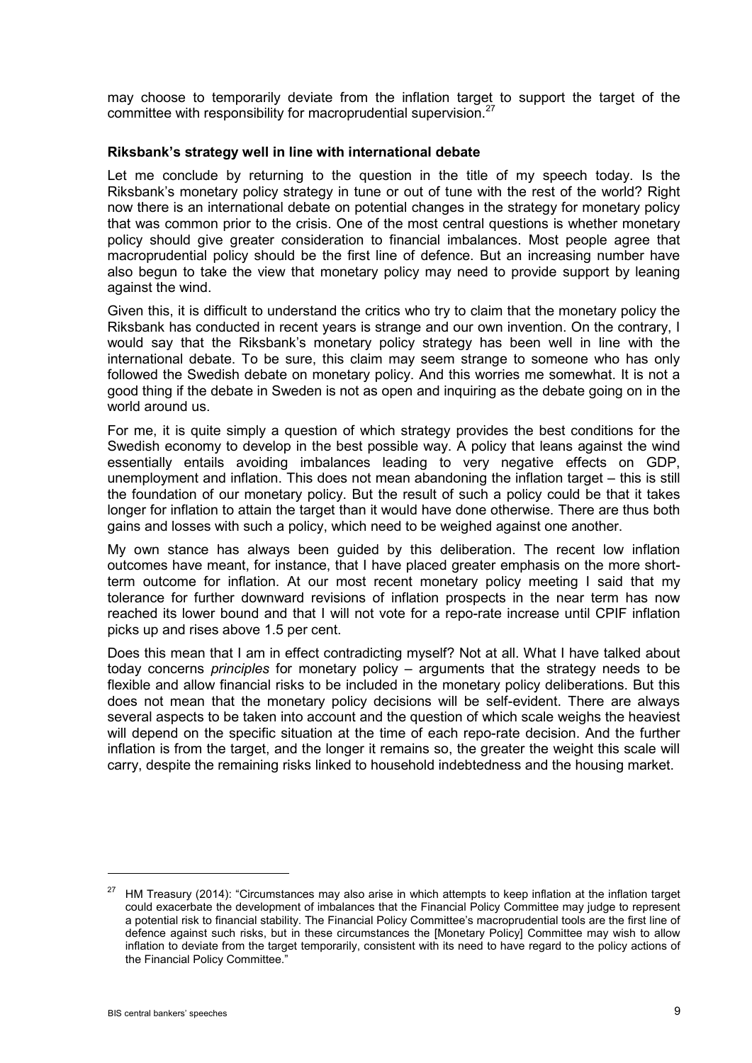may choose to temporarily deviate from the inflation target to support the target of the committee with responsibility for macroprudential supervision.[27]

**Riksbank's strategy well in line with international debate**

Let me conclude by returning to the question in the title of my speech today. Is the Riksbank's monetary policy strategy in tune or out of tune with the rest of the world? Right now there is an international debate on potential changes in the strategy for monetary policy that was common prior to the crisis. One of the most central questions is whether monetary policy should give greater consideration to financial imbalances. Most people agree that macroprudential policy should be the first line of defence. But an increasing number have also begun to take the view that monetary policy may need to provide support by leaning against the wind.

Given this, it is difficult to understand the critics who try to claim that the monetary policy the Riksbank has conducted in recent years is strange and our own invention. On the contrary, I would say that the Riksbank's monetary policy strategy has been well in line with the international debate. To be sure, this claim may seem strange to someone who has only followed the Swedish debate on monetary policy. And this worries me somewhat. It is not a good thing if the debate in Sweden is not as open and inquiring as the debate going on in the world around us.

For me, it is quite simply a question of which strategy provides the best conditions for the Swedish economy to develop in the best possible way. A policy that leans against the wind essentially entails avoiding imbalances leading to very negative effects on GDP, unemployment and inflation. This does not mean abandoning the inflation target – this is still the foundation of our monetary policy. But the result of such a policy could be that it takes longer for inflation to attain the target than it would have done otherwise. There are thus both gains and losses with such a policy, which need to be weighed against one another.

My own stance has always been guided by this deliberation. The recent low inflation outcomes have meant, for instance, that I have placed greater emphasis on the more short-term outcome for inflation. At our most recent monetary policy meeting I said that my tolerance for further downward revisions of inflation prospects in the near term has now reached its lower bound and that I will not vote for a repo-rate increase until CPIF inflation picks up and rises above 1.5 per cent.

Does this mean that I am in effect contradicting myself? Not at all. What I have talked about today concerns *principles* for monetary policy – arguments that the strategy needs to be flexible and allow financial risks to be included in the monetary policy deliberations. But this does not mean that the monetary policy decisions will be self-evident. There are always several aspects to be taken into account and the question of which scale weighs the heaviest will depend on the specific situation at the time of each repo-rate decision. And the further inflation is from the target, and the longer it remains so, the greater the weight this scale will carry, despite the remaining risks linked to household indebtedness and the housing market.

---

[27] HM Treasury (2014): "Circumstances may also arise in which attempts to keep inflation at the inflation target could exacerbate the development of imbalances that the Financial Policy Committee may judge to represent a potential risk to financial stability. The Financial Policy Committee's macroprudential tools are the first line of defence against such risks, but in these circumstances the [Monetary Policy] Committee may wish to allow inflation to deviate from the target temporarily, consistent with its need to have regard to the policy actions of the Financial Policy Committee."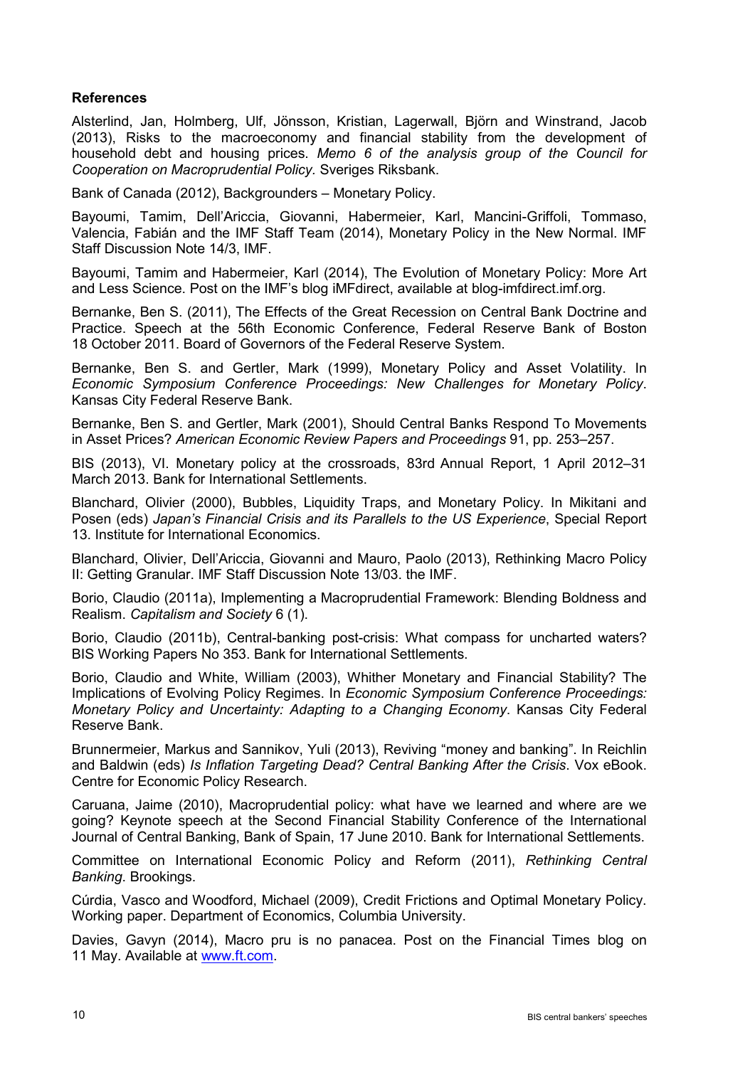**References**

Alsterlind, Jan, Holmberg, Ulf, Jönsson, Kristian, Lagerwall, Björn and Winstrand, Jacob (2013), Risks to the macroeconomy and financial stability from the development of household debt and housing prices. *Memo 6 of the analysis group of the Council for Cooperation on Macroprudential Policy*. Sveriges Riksbank.

Bank of Canada (2012), Backgrounders – Monetary Policy.

Bayoumi, Tamim, Dell'Ariccia, Giovanni, Habermeier, Karl, Mancini-Griffoli, Tommaso, Valencia, Fabián and the IMF Staff Team (2014), Monetary Policy in the New Normal. IMF Staff Discussion Note 14/3, IMF.

Bayoumi, Tamim and Habermeier, Karl (2014), The Evolution of Monetary Policy: More Art and Less Science. Post on the IMF's blog iMFdirect, available at blog-imfdirect.imf.org.

Bernanke, Ben S. (2011), The Effects of the Great Recession on Central Bank Doctrine and Practice. Speech at the 56th Economic Conference, Federal Reserve Bank of Boston 18 October 2011. Board of Governors of the Federal Reserve System.

Bernanke, Ben S. and Gertler, Mark (1999), Monetary Policy and Asset Volatility. In *Economic Symposium Conference Proceedings: New Challenges for Monetary Policy*. Kansas City Federal Reserve Bank.

Bernanke, Ben S. and Gertler, Mark (2001), Should Central Banks Respond To Movements in Asset Prices? *American Economic Review Papers and Proceedings* 91, pp. 253–257.

BIS (2013), VI. Monetary policy at the crossroads, 83rd Annual Report, 1 April 2012–31 March 2013. Bank for International Settlements.

Blanchard, Olivier (2000), Bubbles, Liquidity Traps, and Monetary Policy. In Mikitani and Posen (eds) *Japan's Financial Crisis and its Parallels to the US Experience*, Special Report 13. Institute for International Economics.

Blanchard, Olivier, Dell'Ariccia, Giovanni and Mauro, Paolo (2013), Rethinking Macro Policy II: Getting Granular. IMF Staff Discussion Note 13/03. the IMF.

Borio, Claudio (2011a), Implementing a Macroprudential Framework: Blending Boldness and Realism. *Capitalism and Society* 6 (1).

Borio, Claudio (2011b), Central-banking post-crisis: What compass for uncharted waters? BIS Working Papers No 353. Bank for International Settlements.

Borio, Claudio and White, William (2003), Whither Monetary and Financial Stability? The Implications of Evolving Policy Regimes. In *Economic Symposium Conference Proceedings: Monetary Policy and Uncertainty: Adapting to a Changing Economy*. Kansas City Federal Reserve Bank.

Brunnermeier, Markus and Sannikov, Yuli (2013), Reviving "money and banking". In Reichlin and Baldwin (eds) *Is Inflation Targeting Dead? Central Banking After the Crisis*. Vox eBook. Centre for Economic Policy Research.

Caruana, Jaime (2010), Macroprudential policy: what have we learned and where are we going? Keynote speech at the Second Financial Stability Conference of the International Journal of Central Banking, Bank of Spain, 17 June 2010. Bank for International Settlements.

Committee on International Economic Policy and Reform (2011), *Rethinking Central Banking*. Brookings.

Cúrdia, Vasco and Woodford, Michael (2009), Credit Frictions and Optimal Monetary Policy. Working paper. Department of Economics, Columbia University.

Davies, Gavyn (2014), Macro pru is no panacea. Post on the Financial Times blog on 11 May. Available at www.ft.com.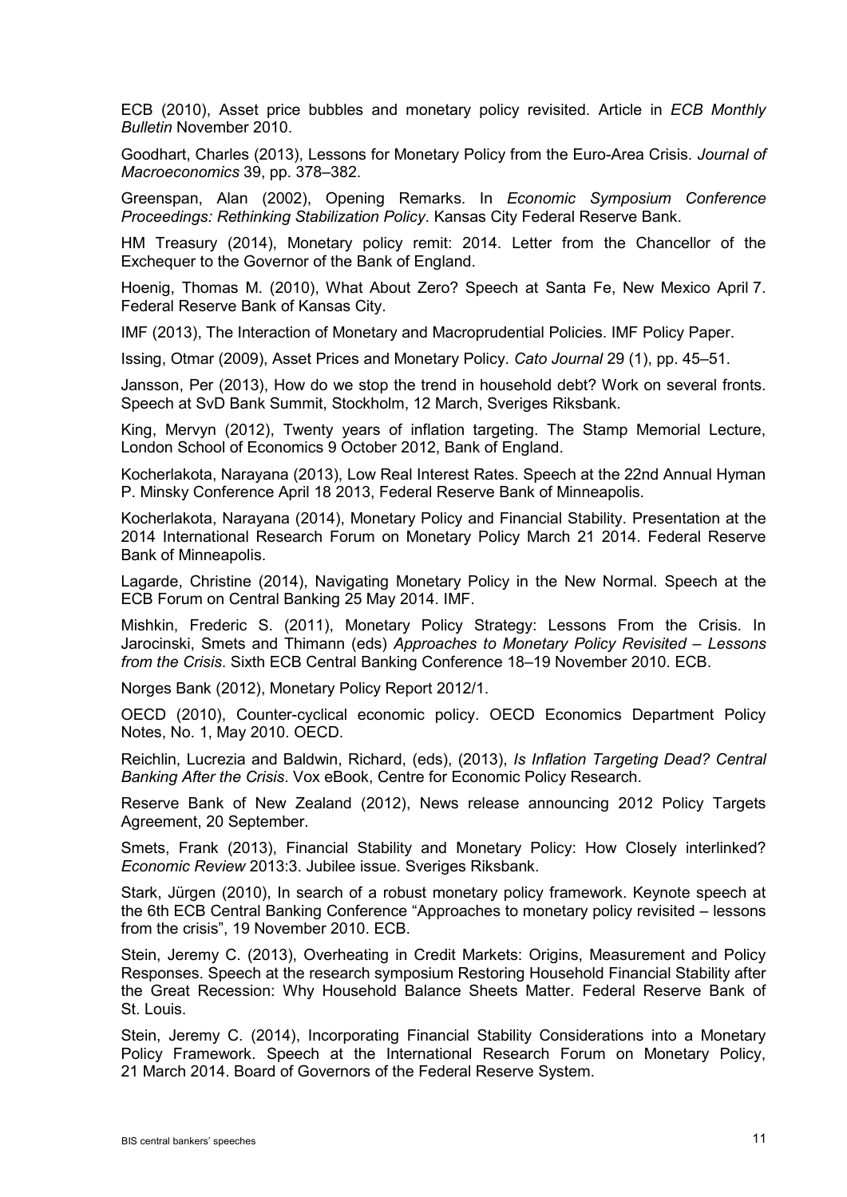ECB (2010), Asset price bubbles and monetary policy revisited. Article in *ECB Monthly Bulletin* November 2010.

Goodhart, Charles (2013), Lessons for Monetary Policy from the Euro-Area Crisis. *Journal of Macroeconomics* 39, pp. 378–382.

Greenspan, Alan (2002), Opening Remarks. In *Economic Symposium Conference Proceedings: Rethinking Stabilization Policy*. Kansas City Federal Reserve Bank.

HM Treasury (2014), Monetary policy remit: 2014. Letter from the Chancellor of the Exchequer to the Governor of the Bank of England.

Hoenig, Thomas M. (2010), What About Zero? Speech at Santa Fe, New Mexico April 7. Federal Reserve Bank of Kansas City.

IMF (2013), The Interaction of Monetary and Macroprudential Policies. IMF Policy Paper.

Issing, Otmar (2009), Asset Prices and Monetary Policy. *Cato Journal* 29 (1), pp. 45–51.

Jansson, Per (2013), How do we stop the trend in household debt? Work on several fronts. Speech at SvD Bank Summit, Stockholm, 12 March, Sveriges Riksbank.

King, Mervyn (2012), Twenty years of inflation targeting. The Stamp Memorial Lecture, London School of Economics 9 October 2012, Bank of England.

Kocherlakota, Narayana (2013), Low Real Interest Rates. Speech at the 22nd Annual Hyman P. Minsky Conference April 18 2013, Federal Reserve Bank of Minneapolis.

Kocherlakota, Narayana (2014), Monetary Policy and Financial Stability. Presentation at the 2014 International Research Forum on Monetary Policy March 21 2014. Federal Reserve Bank of Minneapolis.

Lagarde, Christine (2014), Navigating Monetary Policy in the New Normal. Speech at the ECB Forum on Central Banking 25 May 2014. IMF.

Mishkin, Frederic S. (2011), Monetary Policy Strategy: Lessons From the Crisis. In Jarocinski, Smets and Thimann (eds) *Approaches to Monetary Policy Revisited – Lessons from the Crisis*. Sixth ECB Central Banking Conference 18–19 November 2010. ECB.

Norges Bank (2012), Monetary Policy Report 2012/1.

OECD (2010), Counter-cyclical economic policy. OECD Economics Department Policy Notes, No. 1, May 2010. OECD.

Reichlin, Lucrezia and Baldwin, Richard, (eds), (2013), *Is Inflation Targeting Dead? Central Banking After the Crisis*. Vox eBook, Centre for Economic Policy Research.

Reserve Bank of New Zealand (2012), News release announcing 2012 Policy Targets Agreement, 20 September.

Smets, Frank (2013), Financial Stability and Monetary Policy: How Closely interlinked? *Economic Review* 2013:3. Jubilee issue. Sveriges Riksbank.

Stark, Jürgen (2010), In search of a robust monetary policy framework. Keynote speech at the 6th ECB Central Banking Conference "Approaches to monetary policy revisited – lessons from the crisis", 19 November 2010. ECB.

Stein, Jeremy C. (2013), Overheating in Credit Markets: Origins, Measurement and Policy Responses. Speech at the research symposium Restoring Household Financial Stability after the Great Recession: Why Household Balance Sheets Matter. Federal Reserve Bank of St. Louis.

Stein, Jeremy C. (2014), Incorporating Financial Stability Considerations into a Monetary Policy Framework. Speech at the International Research Forum on Monetary Policy, 21 March 2014. Board of Governors of the Federal Reserve System.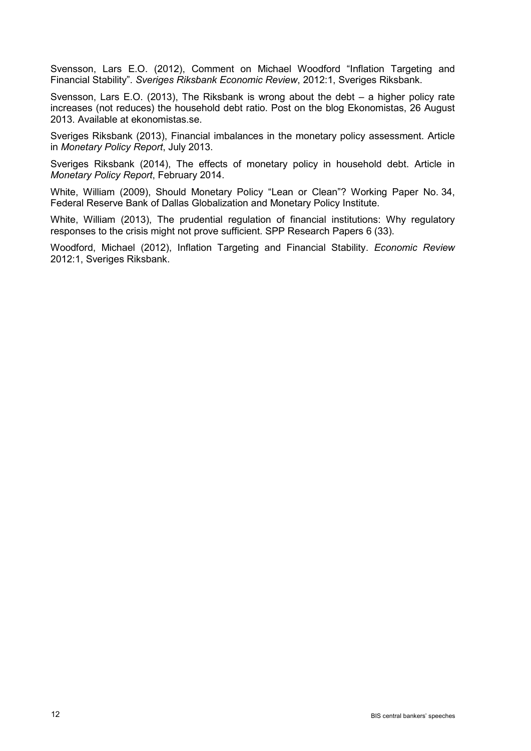Svensson, Lars E.O. (2012), Comment on Michael Woodford "Inflation Targeting and Financial Stability". *Sveriges Riksbank Economic Review*, 2012:1, Sveriges Riksbank.

Svensson, Lars E.O. (2013), The Riksbank is wrong about the debt – a higher policy rate increases (not reduces) the household debt ratio. Post on the blog Ekonomistas, 26 August 2013. Available at ekonomistas.se.

Sveriges Riksbank (2013), Financial imbalances in the monetary policy assessment. Article in *Monetary Policy Report*, July 2013.

Sveriges Riksbank (2014), The effects of monetary policy in household debt. Article in *Monetary Policy Report*, February 2014.

White, William (2009), Should Monetary Policy "Lean or Clean"? Working Paper No. 34, Federal Reserve Bank of Dallas Globalization and Monetary Policy Institute.

White, William (2013), The prudential regulation of financial institutions: Why regulatory responses to the crisis might not prove sufficient. SPP Research Papers 6 (33).

Woodford, Michael (2012), Inflation Targeting and Financial Stability. *Economic Review* 2012:1, Sveriges Riksbank.